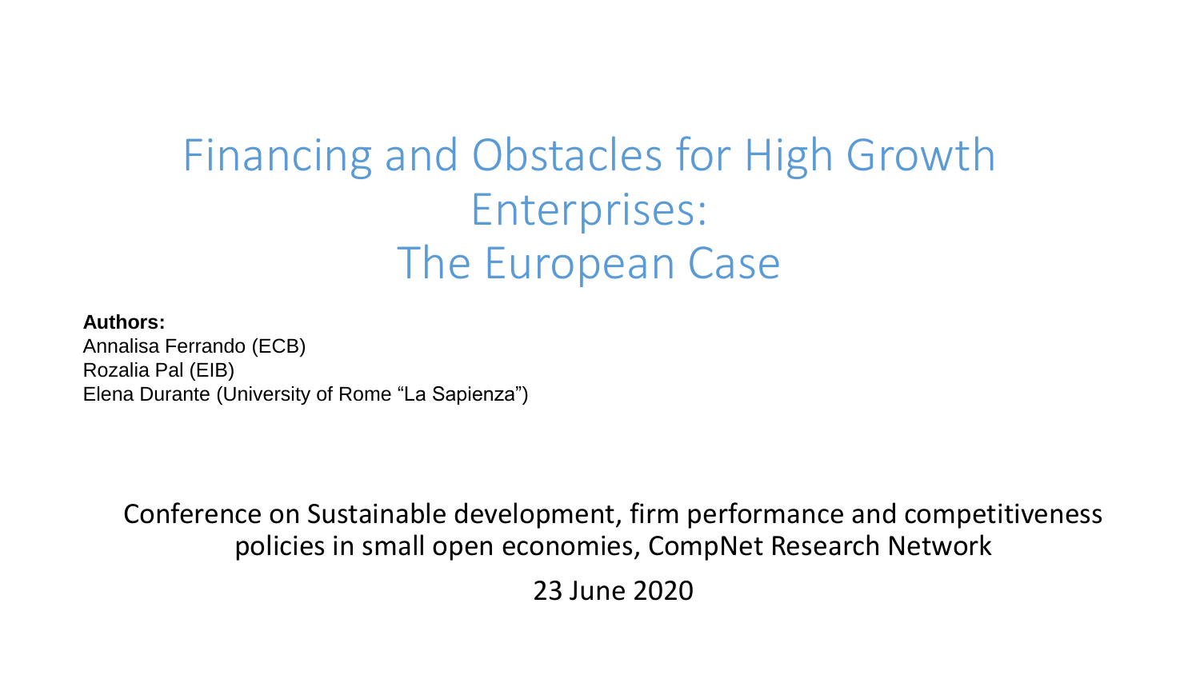# Financing and Obstacles for High Growth Enterprises: The European Case

**Authors:**

Annalisa Ferrando (ECB)
Rozalia Pal (EIB)
Elena Durante (University of Rome "La Sapienza")

Conference on Sustainable development, firm performance and competitiveness policies in small open economies, CompNet Research Network

23 June 2020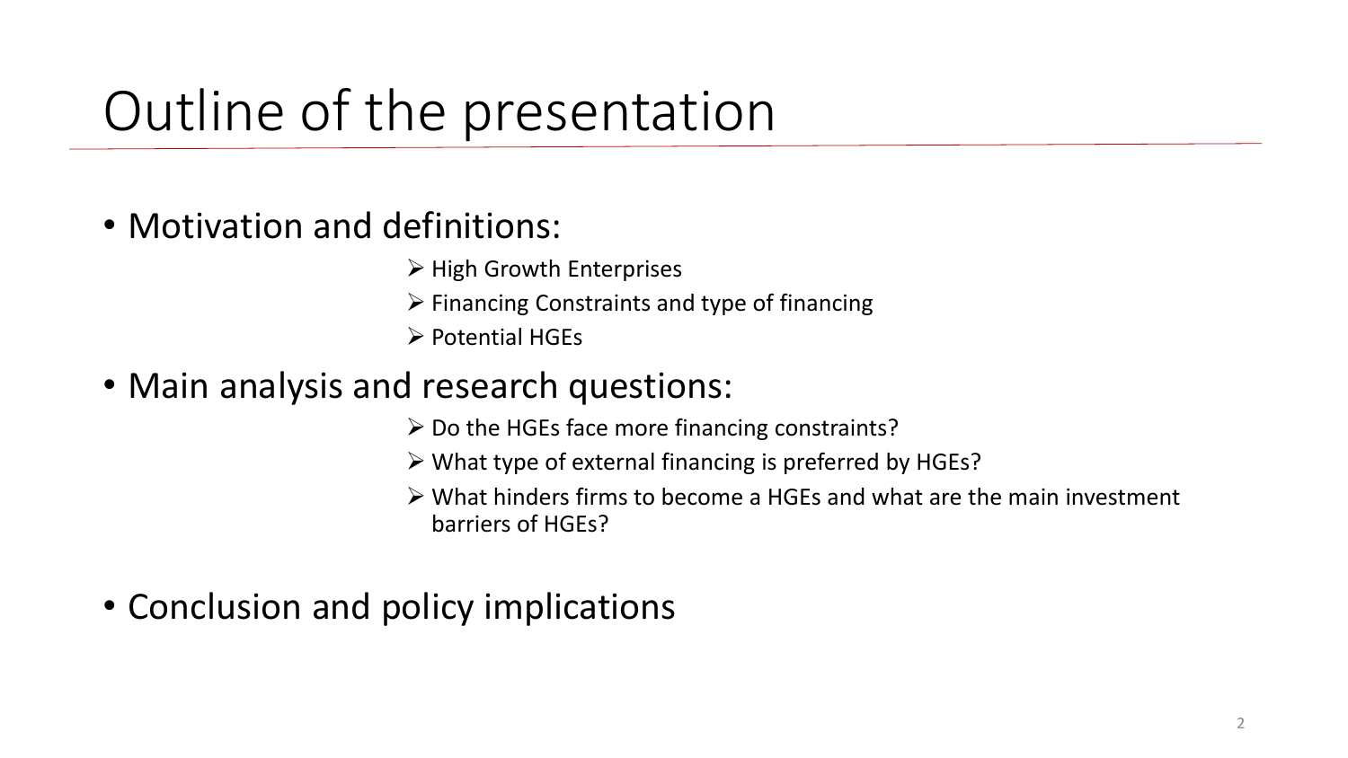# Outline of the presentation

- Motivation and definitions:
  - High Growth Enterprises
  - Financing Constraints and type of financing
  - Potential HGEs
- Main analysis and research questions:
  - Do the HGEs face more financing constraints?
  - What type of external financing is preferred by HGEs?
  - What hinders firms to become a HGEs and what are the main investment barriers of HGEs?
- Conclusion and policy implications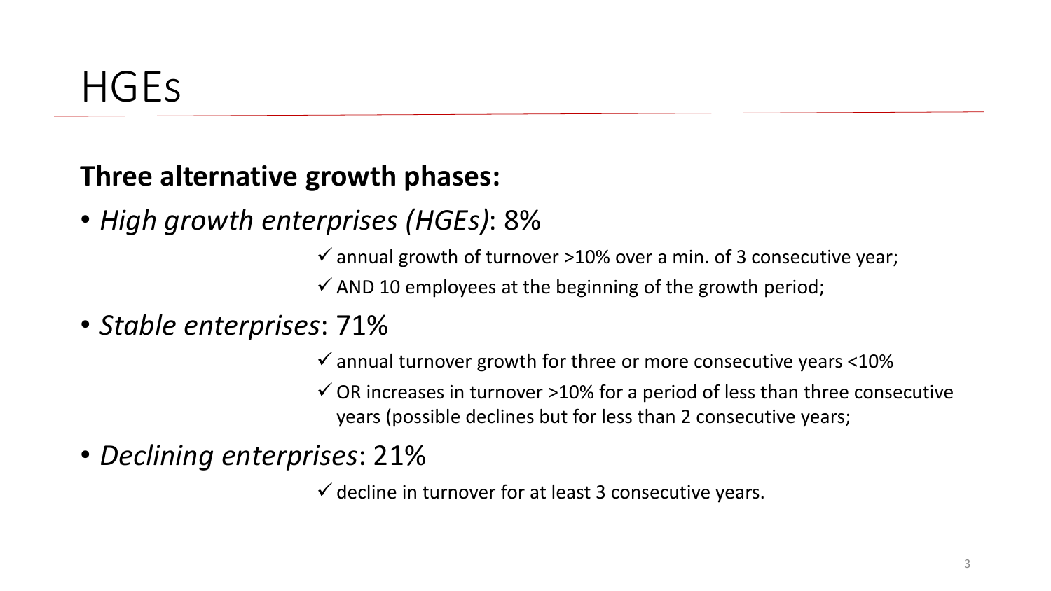# HGEs

**Three alternative growth phases:**

- *High growth enterprises (HGEs)*: 8%
  - ✓ annual growth of turnover >10% over a min. of 3 consecutive year;
  - ✓ AND 10 employees at the beginning of the growth period;
- *Stable enterprises*: 71%
  - ✓ annual turnover growth for three or more consecutive years <10%
  - ✓ OR increases in turnover >10% for a period of less than three consecutive years (possible declines but for less than 2 consecutive years;
- *Declining enterprises*: 21%
  - ✓ decline in turnover for at least 3 consecutive years.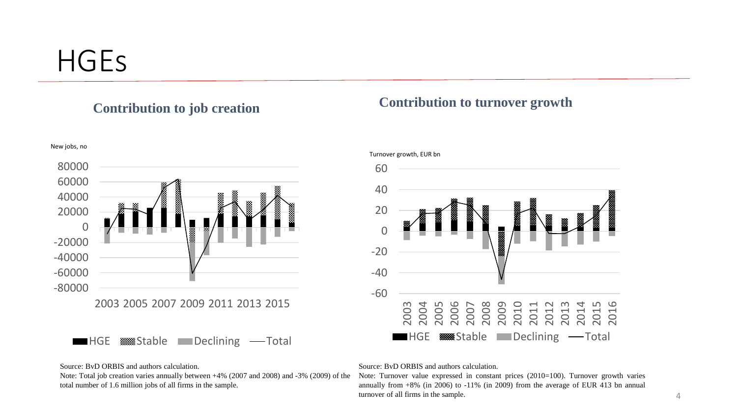# HGEs

## Contribution to job creation

New jobs, no

HGE | Stable | Declining | Total

Source: BvD ORBIS and authors calculation.

Note: Total job creation varies annually between +4% (2007 and 2008) and -3% (2009) of the total number of 1.6 million jobs of all firms in the sample.

## Contribution to turnover growth

Turnover growth, EUR bn

HGE | Stable | Declining | Total

Source: BvD ORBIS and authors calculation.

Note: Turnover value expressed in constant prices (2010=100). Turnover growth varies annually from +8% (in 2006) to -11% (in 2009) from the average of EUR 413 bn annual turnover of all firms in the sample.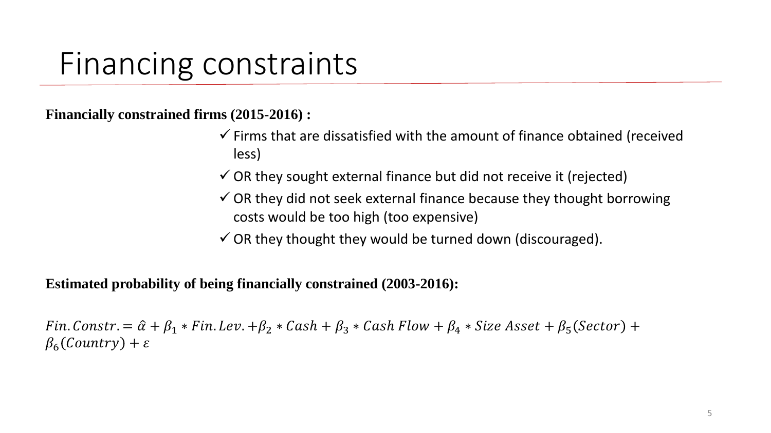# Financing constraints

**Financially constrained firms (2015-2016) :**

- ✓ Firms that are dissatisfied with the amount of finance obtained (received less)
- ✓ OR they sought external finance but did not receive it (rejected)
- ✓ OR they did not seek external finance because they thought borrowing costs would be too high (too expensive)
- ✓ OR they thought they would be turned down (discouraged).

**Estimated probability of being financially constrained (2003-2016):**

$$Fin.Constr. = \hat{\alpha} + \beta_1 * Fin.Lev. + \beta_2 * Cash + \beta_3 * Cash\ Flow + \beta_4 * Size\ Asset + \beta_5(Sector) + \beta_6(Country) + \varepsilon$$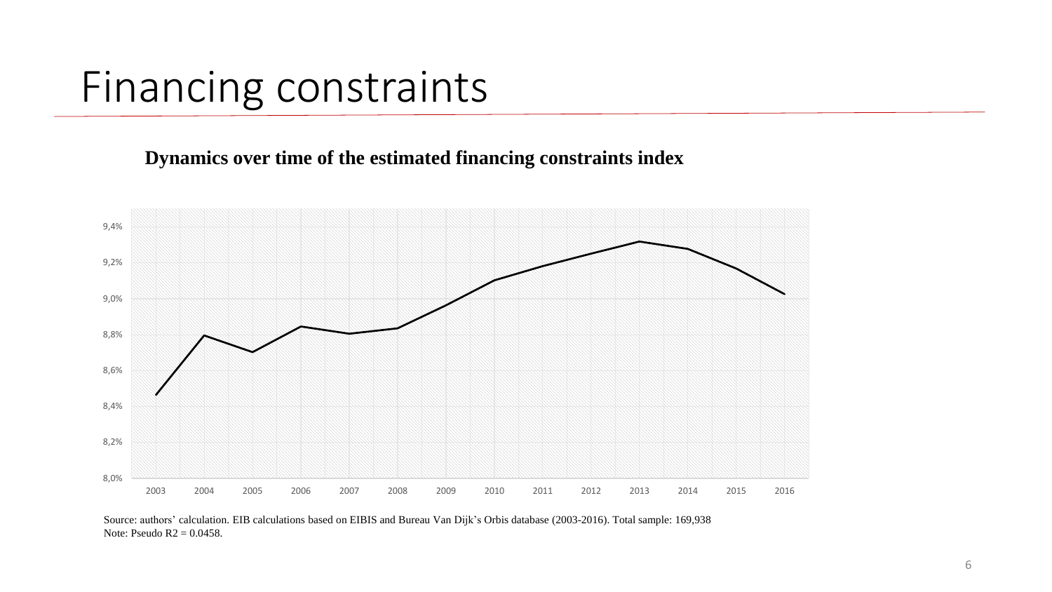# Financing constraints

**Dynamics over time of the estimated financing constraints index**

Source: authors' calculation. EIB calculations based on EIBIS and Bureau Van Dijk's Orbis database (2003-2016). Total sample: 169,938
Note: Pseudo R2 = 0.0458.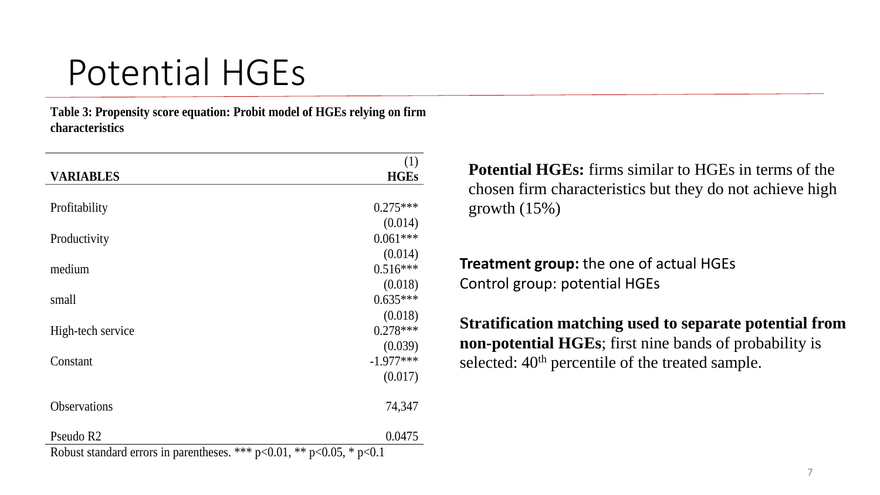# Potential HGEs

**Table 3: Propensity score equation: Probit model of HGEs relying on firm characteristics**

| VARIABLES | (1) HGEs |
|---|---|
| Profitability | 0.275*** |
| | (0.014) |
| Productivity | 0.061*** |
| | (0.014) |
| medium | 0.516*** |
| | (0.018) |
| small | 0.635*** |
| | (0.018) |
| High-tech service | 0.278*** |
| | (0.039) |
| Constant | -1.977*** |
| | (0.017) |
| Observations | 74,347 |
| Pseudo R2 | 0.0475 |

Robust standard errors in parentheses. *** $p<0.01$, ** $p<0.05$, * $p<0.1$

**Potential HGEs:** firms similar to HGEs in terms of the chosen firm characteristics but they do not achieve high growth (15%)

**Treatment group:** the one of actual HGEs
Control group: potential HGEs

**Stratification matching used to separate potential from non-potential HGEs**; first nine bands of probability is selected: 40th percentile of the treated sample.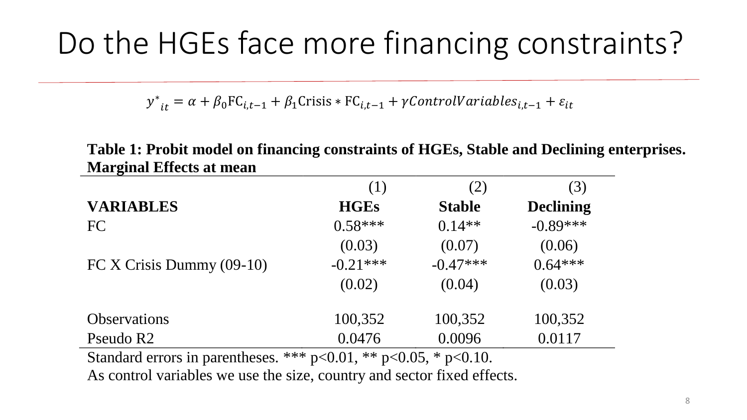# Do the HGEs face more financing constraints?

$$y^*_{it} = \alpha + \beta_0 \text{FC}_{i,t-1} + \beta_1 \text{Crisis} * \text{FC}_{i,t-1} + \gamma ControlVariables_{i,t-1} + \varepsilon_{it}$$

**Table 1: Probit model on financing constraints of HGEs, Stable and Declining enterprises. Marginal Effects at mean**

| | (1) | (2) | (3) |
|---|---|---|---|
| **VARIABLES** | **HGEs** | **Stable** | **Declining** |
| FC | 0.58*** | 0.14** | -0.89*** |
| | (0.03) | (0.07) | (0.06) |
| FC X Crisis Dummy (09-10) | -0.21*** | -0.47*** | 0.64*** |
| | (0.02) | (0.04) | (0.03) |
| Observations | 100,352 | 100,352 | 100,352 |
| Pseudo R2 | 0.0476 | 0.0096 | 0.0117 |

Standard errors in parentheses. *** p<0.01, ** p<0.05, * p<0.10.

As control variables we use the size, country and sector fixed effects.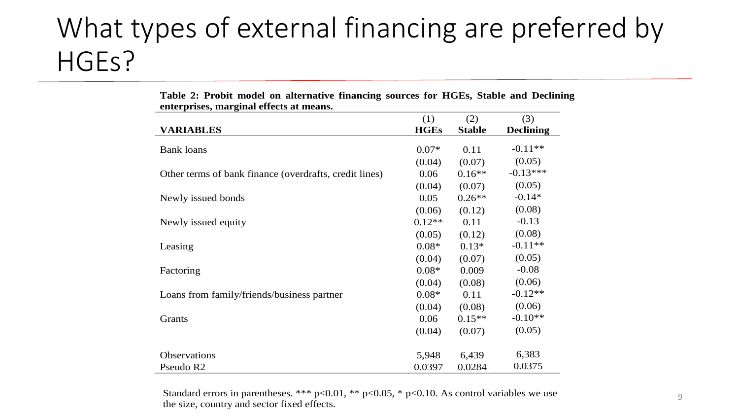# What types of external financing are preferred by HGEs?

**Table 2: Probit model on alternative financing sources for HGEs, Stable and Declining enterprises, marginal effects at means.**

| VARIABLES | (1) HGEs | (2) Stable | (3) Declining |
|---|---|---|---|
| Bank loans | 0.07* | 0.11 | -0.11** |
| | (0.04) | (0.07) | (0.05) |
| Other terms of bank finance (overdrafts, credit lines) | 0.06 | 0.16** | -0.13*** |
| | (0.04) | (0.07) | (0.05) |
| Newly issued bonds | 0.05 | 0.26** | -0.14* |
| | (0.06) | (0.12) | (0.08) |
| Newly issued equity | 0.12** | 0.11 | -0.13 |
| | (0.05) | (0.12) | (0.08) |
| Leasing | 0.08* | 0.13* | -0.11** |
| | (0.04) | (0.07) | (0.05) |
| Factoring | 0.08* | 0.009 | -0.08 |
| | (0.04) | (0.08) | (0.06) |
| Loans from family/friends/business partner | 0.08* | 0.11 | -0.12** |
| | (0.04) | (0.08) | (0.06) |
| Grants | 0.06 | 0.15** | -0.10** |
| | (0.04) | (0.07) | (0.05) |
| Observations | 5,948 | 6,439 | 6,383 |
| Pseudo R2 | 0.0397 | 0.0284 | 0.0375 |

Standard errors in parentheses. *** p<0.01, ** p<0.05, * p<0.10. As control variables we use the size, country and sector fixed effects.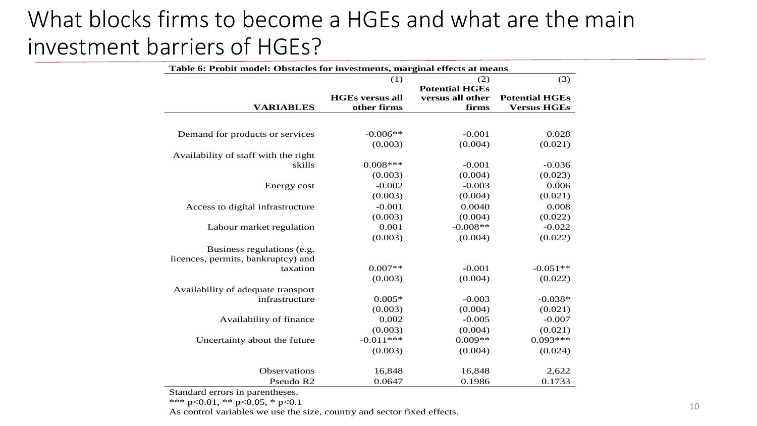# What blocks firms to become a HGEs and what are the main investment barriers of HGEs?

**Table 6: Probit model: Obstacles for investments, marginal effects at means**

| | (1) | (2) | (3) |
|---|---|---|---|
| **VARIABLES** | **HGEs versus all other firms** | **Potential HGEs versus all other firms** | **Potential HGEs Versus HGEs** |
| Demand for products or services | -0.006** | -0.001 | 0.028 |
| | (0.003) | (0.004) | (0.021) |
| Availability of staff with the right skills | 0.008*** | -0.001 | -0.036 |
| | (0.003) | (0.004) | (0.023) |
| Energy cost | -0.002 | -0.003 | 0.006 |
| | (0.003) | (0.004) | (0.021) |
| Access to digital infrastructure | -0.001 | 0.0040 | 0.008 |
| | (0.003) | (0.004) | (0.022) |
| Labour market regulation | 0.001 | -0.008** | -0.022 |
| | (0.003) | (0.004) | (0.022) |
| Business regulations (e.g. licences, permits, bankruptcy) and taxation | 0.007** | -0.001 | -0.051** |
| | (0.003) | (0.004) | (0.022) |
| Availability of adequate transport infrastructure | 0.005* | -0.003 | -0.038* |
| | (0.003) | (0.004) | (0.021) |
| Availability of finance | 0.002 | -0.005 | -0.007 |
| | (0.003) | (0.004) | (0.021) |
| Uncertainty about the future | -0.011*** | 0.009** | 0.093*** |
| | (0.003) | (0.004) | (0.024) |
| Observations | 16,848 | 16,848 | 2,622 |
| Pseudo R2 | 0.0647 | 0.1986 | 0.1733 |

Standard errors in parentheses.

*** p<0.01, ** p<0.05, * p<0.1

As control variables we use the size, country and sector fixed effects.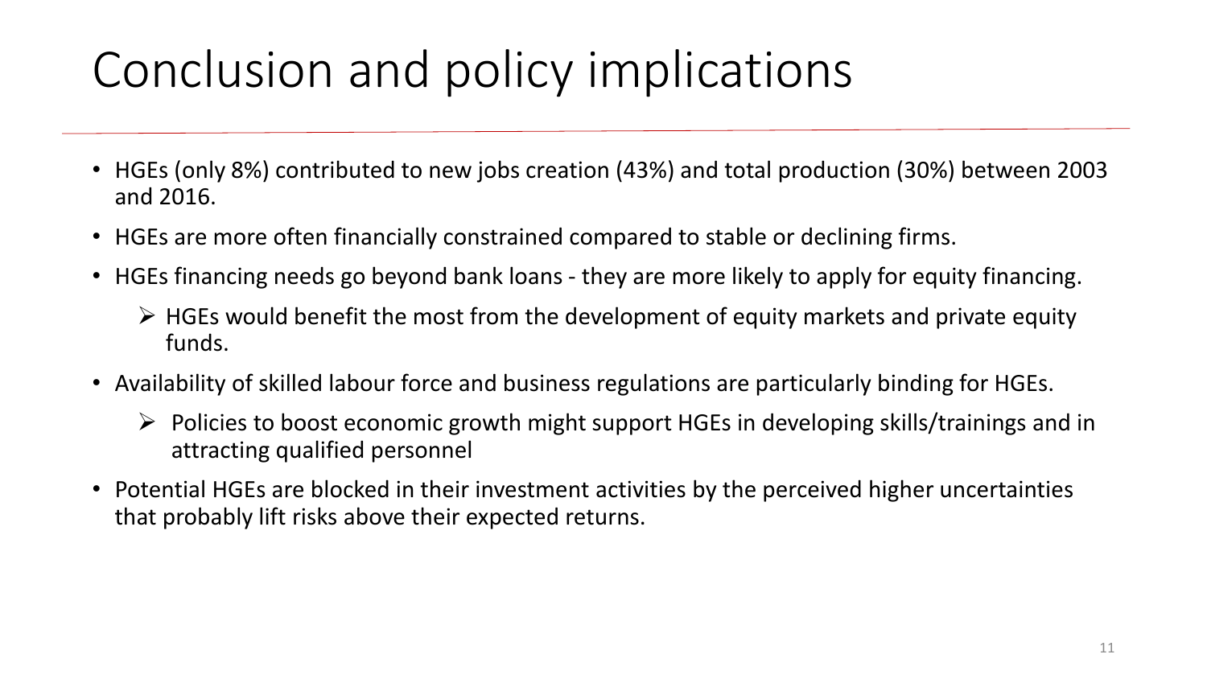# Conclusion and policy implications

- HGEs (only 8%) contributed to new jobs creation (43%) and total production (30%) between 2003 and 2016.
- HGEs are more often financially constrained compared to stable or declining firms.
- HGEs financing needs go beyond bank loans - they are more likely to apply for equity financing.
  - HGEs would benefit the most from the development of equity markets and private equity funds.
- Availability of skilled labour force and business regulations are particularly binding for HGEs.
  - Policies to boost economic growth might support HGEs in developing skills/trainings and in attracting qualified personnel
- Potential HGEs are blocked in their investment activities by the perceived higher uncertainties that probably lift risks above their expected returns.